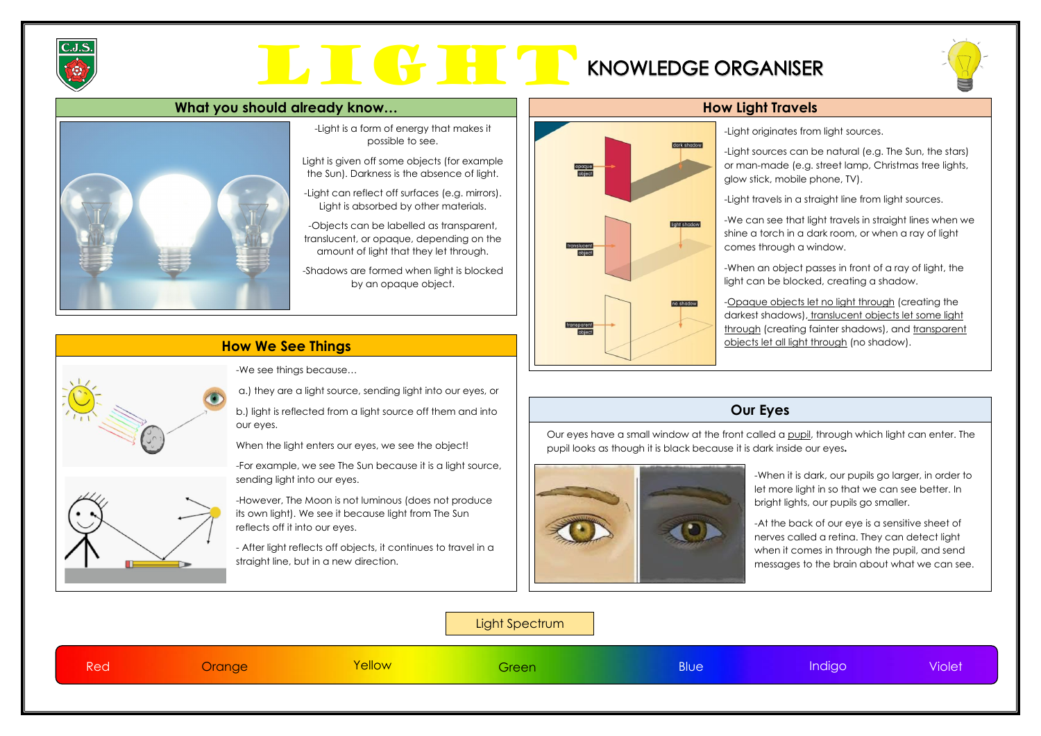# LIGHT KNOWLEDGE ORGANISER

## What you should already know…

-Light is a form of energy that makes it possible to see.

Light is given off some objects (for example the Sun). Darkness is the absence of light.

-Light can reflect off surfaces (e.g. mirrors). Light is absorbed by other materials.

-Objects can be labelled as transparent, translucent, or opaque, depending on the amount of light that they let through.

-Shadows are formed when light is blocked by an opaque object.

## How Light Travels

dark shadow

opaque object

light shadow

translucent object

no shadow

transparent object

-Light originates from light sources.

-Light sources can be natural (e.g. The Sun, the stars) or man-made (e.g. street lamp, Christmas tree lights, glow stick, mobile phone, TV).

-Light travels in a straight line from light sources.

-We can see that light travels in straight lines when we shine a torch in a dark room, or when a ray of light comes through a window.

-When an object passes in front of a ray of light, the light can be blocked, creating a shadow.

-Opaque objects let no light through (creating the darkest shadows), translucent objects let some light through (creating fainter shadows), and transparent objects let all light through (no shadow).

## How We See Things

-We see things because…

a.) they are a light source, sending light into our eyes, or

b.) light is reflected from a light source off them and into our eyes.

When the light enters our eyes, we see the object!

-For example, we see The Sun because it is a light source, sending light into our eyes.

-However, The Moon is not luminous (does not produce its own light). We see it because light from The Sun reflects off it into our eyes.

- After light reflects off objects, it continues to travel in a straight line, but in a new direction.

## Our Eyes

Our eyes have a small window at the front called a pupil, through which light can enter. The pupil looks as though it is black because it is dark inside our eyes.

-When it is dark, our pupils go larger, in order to let more light in so that we can see better. In bright lights, our pupils go smaller.

-At the back of our eye is a sensitive sheet of nerves called a retina. They can detect light when it comes in through the pupil, and send messages to the brain about what we can see.

## Light Spectrum

Red | Orange | Yellow | Green | Blue | Indigo | Violet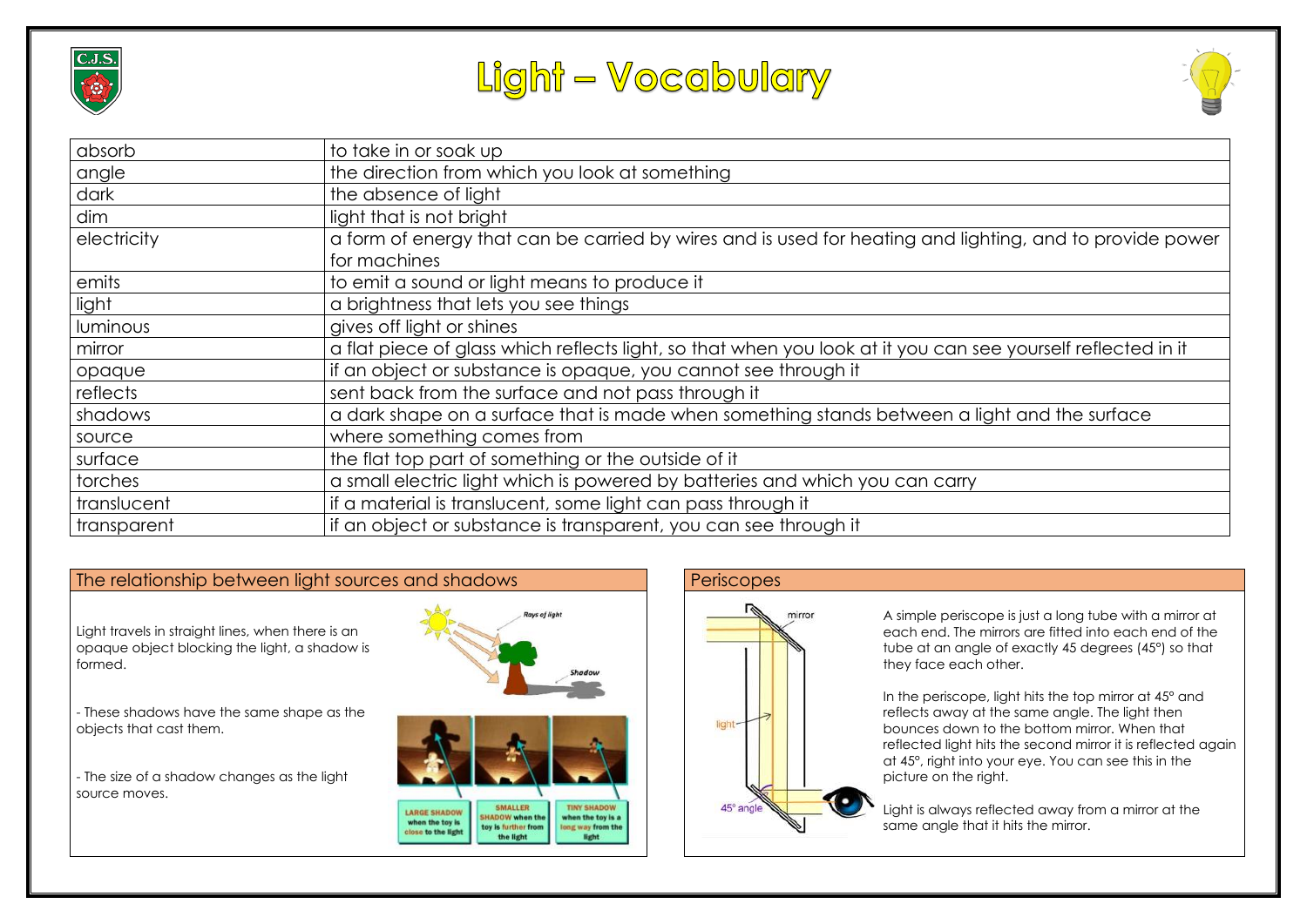# Light – Vocabulary

| | |
|---|---|
| absorb | to take in or soak up |
| angle | the direction from which you look at something |
| dark | the absence of light |
| dim | light that is not bright |
| electricity | a form of energy that can be carried by wires and is used for heating and lighting, and to provide power for machines |
| emits | to emit a sound or light means to produce it |
| light | a brightness that lets you see things |
| luminous | gives off light or shines |
| mirror | a flat piece of glass which reflects light, so that when you look at it you can see yourself reflected in it |
| opaque | if an object or substance is opaque, you cannot see through it |
| reflects | sent back from the surface and not pass through it |
| shadows | a dark shape on a surface that is made when something stands between a light and the surface |
| source | where something comes from |
| surface | the flat top part of something or the outside of it |
| torches | a small electric light which is powered by batteries and which you can carry |
| translucent | if a material is translucent, some light can pass through it |
| transparent | if an object or substance is transparent, you can see through it |

## The relationship between light sources and shadows

Light travels in straight lines, when there is an opaque object blocking the light, a shadow is formed.

- These shadows have the same shape as the objects that cast them.

- The size of a shadow changes as the light source moves.

Rays of light

Shadow

LARGE SHADOW when the toy is close to the light

SMALLER SHADOW when the toy is further from the light

TINY SHADOW when the toy is a long way from the light

## Periscopes

mirror

light

45° angle

A simple periscope is just a long tube with a mirror at each end. The mirrors are fitted into each end of the tube at an angle of exactly 45 degrees (45°) so that they face each other.

In the periscope, light hits the top mirror at 45° and reflects away at the same angle. The light then bounces down to the bottom mirror. When that reflected light hits the second mirror it is reflected again at 45°, right into your eye. You can see this in the picture on the right.

Light is always reflected away from a mirror at the same angle that it hits the mirror.